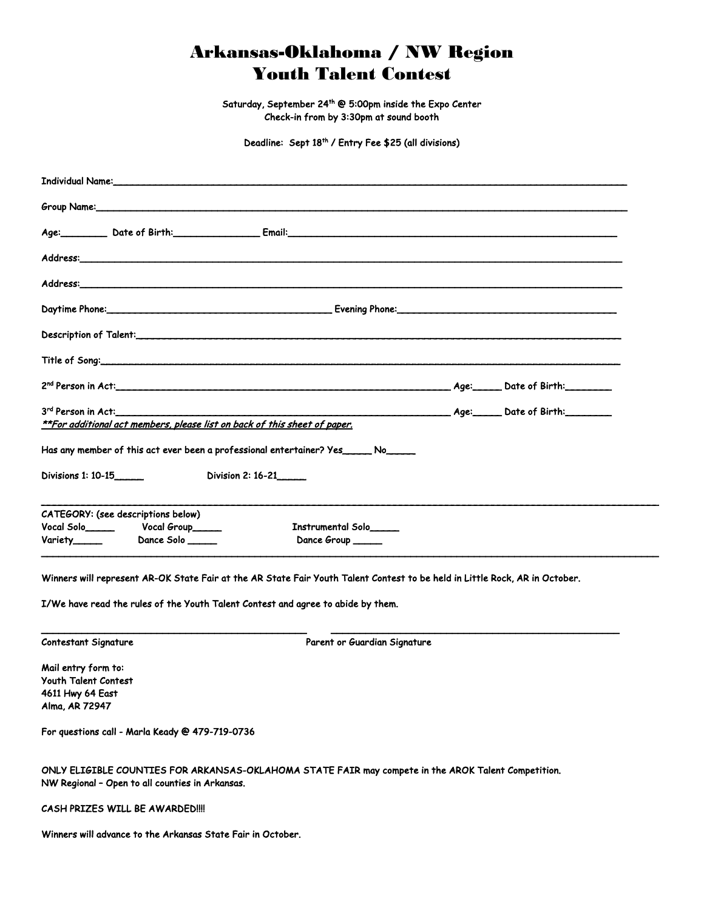# Arkansas-Oklahoma / NW Region
# Youth Talent Contest

**Saturday, September 24th @ 5:00pm inside the Expo Center**
**Check-in from by 3:30pm at sound booth**

**Deadline: Sept 18th / Entry Fee $25 (all divisions)**

Individual Name:________________________________________________________________________

Group Name:____________________________________________________________________________

Age:________ Date of Birth:_______________ Email:_______________________________________

Address:_______________________________________________________________________________

Address:_______________________________________________________________________________

Daytime Phone:_____________________________________ Evening Phone:_______________________

Description of Talent:_________________________________________________________________

Title of Song:_________________________________________________________________________

2nd Person in Act:____________________________________________ Age:_____ Date of Birth:________

3rd Person in Act:____________________________________________ Age:_____ Date of Birth:________

***\*\*For additional act members, please list on back of this sheet of paper.***

Has any member of this act ever been a professional entertainer? Yes_____ No_____

Divisions 1: 10-15_____ Division 2: 16-21_____

---

CATEGORY: (see descriptions below)

Vocal Solo_____ Vocal Group_____ Instrumental Solo_____

Variety_____ Dance Solo _____ Dance Group _____

---

Winners will represent AR-OK State Fair at the AR State Fair Youth Talent Contest to be held in Little Rock, AR in October.

I/We have read the rules of the Youth Talent Contest and agree to abide by them.

_______________________________________ _______________________________________

Contestant Signature Parent or Guardian Signature

Mail entry form to:
Youth Talent Contest
4611 Hwy 64 East
Alma, AR 72947

For questions call - Marla Keady @ 479-719-0736

ONLY ELIGIBLE COUNTIES FOR ARKANSAS-OKLAHOMA STATE FAIR may compete in the AROK Talent Competition.
NW Regional – Open to all counties in Arkansas.

CASH PRIZES WILL BE AWARDED!!!!

Winners will advance to the Arkansas State Fair in October.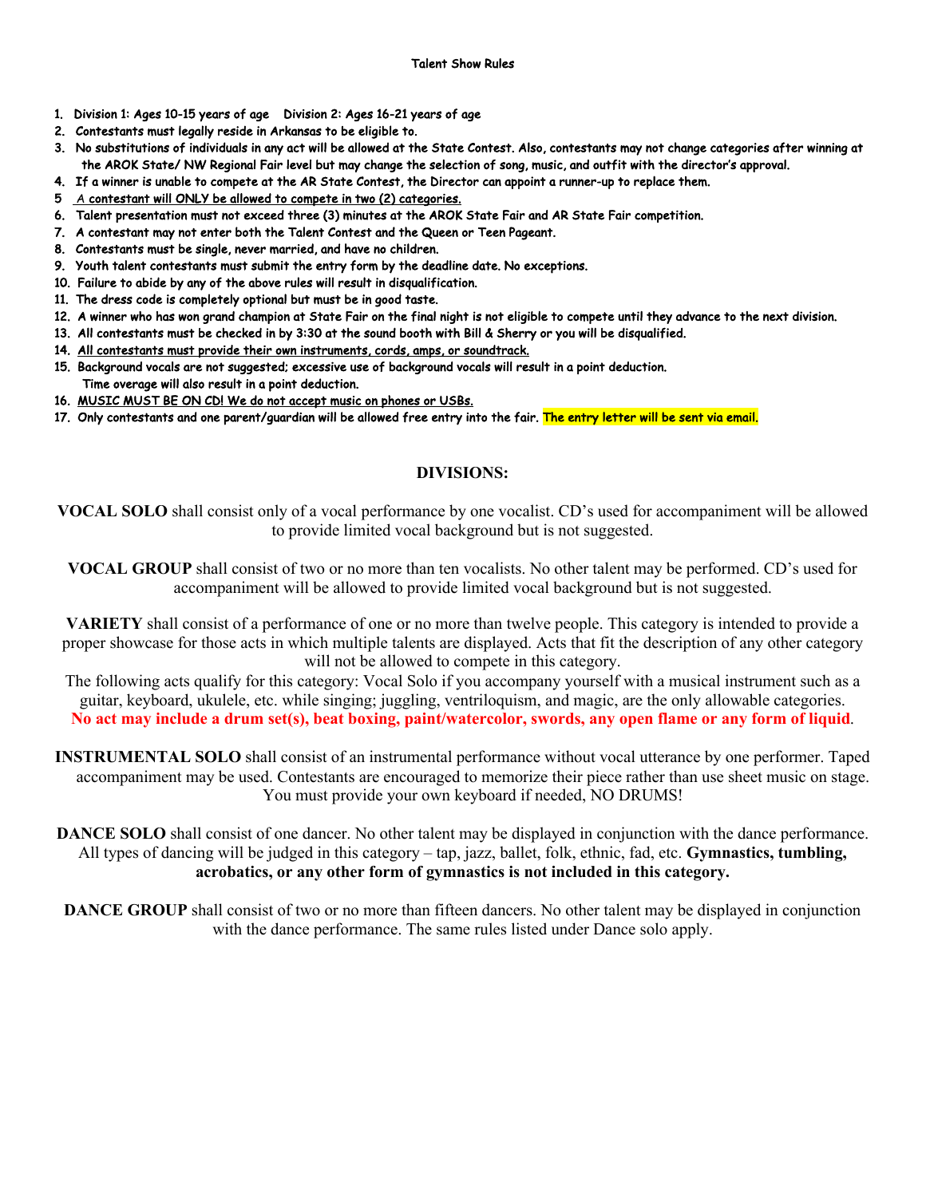#### Talent Show Rules

1. Division 1: Ages 10-15 years of age    Division 2: Ages 16-21 years of age
2. Contestants must legally reside in Arkansas to be eligible to.
3. No substitutions of individuals in any act will be allowed at the State Contest. Also, contestants may not change categories after winning at the AROK State/ NW Regional Fair level but may change the selection of song, music, and outfit with the director's approval.
4. If a winner is unable to compete at the AR State Contest, the Director can appoint a runner-up to replace them.
5. A contestant will ONLY be allowed to compete in two (2) categories.
6. Talent presentation must not exceed three (3) minutes at the AROK State Fair and AR State Fair competition.
7. A contestant may not enter both the Talent Contest and the Queen or Teen Pageant.
8. Contestants must be single, never married, and have no children.
9. Youth talent contestants must submit the entry form by the deadline date. No exceptions.
10. Failure to abide by any of the above rules will result in disqualification.
11. The dress code is completely optional but must be in good taste.
12. A winner who has won grand champion at State Fair on the final night is not eligible to compete until they advance to the next division.
13. All contestants must be checked in by 3:30 at the sound booth with Bill & Sherry or you will be disqualified.
14. All contestants must provide their own instruments, cords, amps, or soundtrack.
15. Background vocals are not suggested; excessive use of background vocals will result in a point deduction.
    Time overage will also result in a point deduction.
16. MUSIC MUST BE ON CD! We do not accept music on phones or USBs.
17. Only contestants and one parent/guardian will be allowed free entry into the fair. The entry letter will be sent via email.

## DIVISIONS:

**VOCAL SOLO** shall consist only of a vocal performance by one vocalist. CD's used for accompaniment will be allowed to provide limited vocal background but is not suggested.

**VOCAL GROUP** shall consist of two or no more than ten vocalists. No other talent may be performed. CD's used for accompaniment will be allowed to provide limited vocal background but is not suggested.

**VARIETY** shall consist of a performance of one or no more than twelve people. This category is intended to provide a proper showcase for those acts in which multiple talents are displayed. Acts that fit the description of any other category will not be allowed to compete in this category.

The following acts qualify for this category: Vocal Solo if you accompany yourself with a musical instrument such as a guitar, keyboard, ukulele, etc. while singing; juggling, ventriloquism, and magic, are the only allowable categories. **No act may include a drum set(s), beat boxing, paint/watercolor, swords, any open flame or any form of liquid**.

**INSTRUMENTAL SOLO** shall consist of an instrumental performance without vocal utterance by one performer. Taped accompaniment may be used. Contestants are encouraged to memorize their piece rather than use sheet music on stage. You must provide your own keyboard if needed, NO DRUMS!

**DANCE SOLO** shall consist of one dancer. No other talent may be displayed in conjunction with the dance performance. All types of dancing will be judged in this category – tap, jazz, ballet, folk, ethnic, fad, etc. **Gymnastics, tumbling, acrobatics, or any other form of gymnastics is not included in this category.**

**DANCE GROUP** shall consist of two or no more than fifteen dancers. No other talent may be displayed in conjunction with the dance performance. The same rules listed under Dance solo apply.